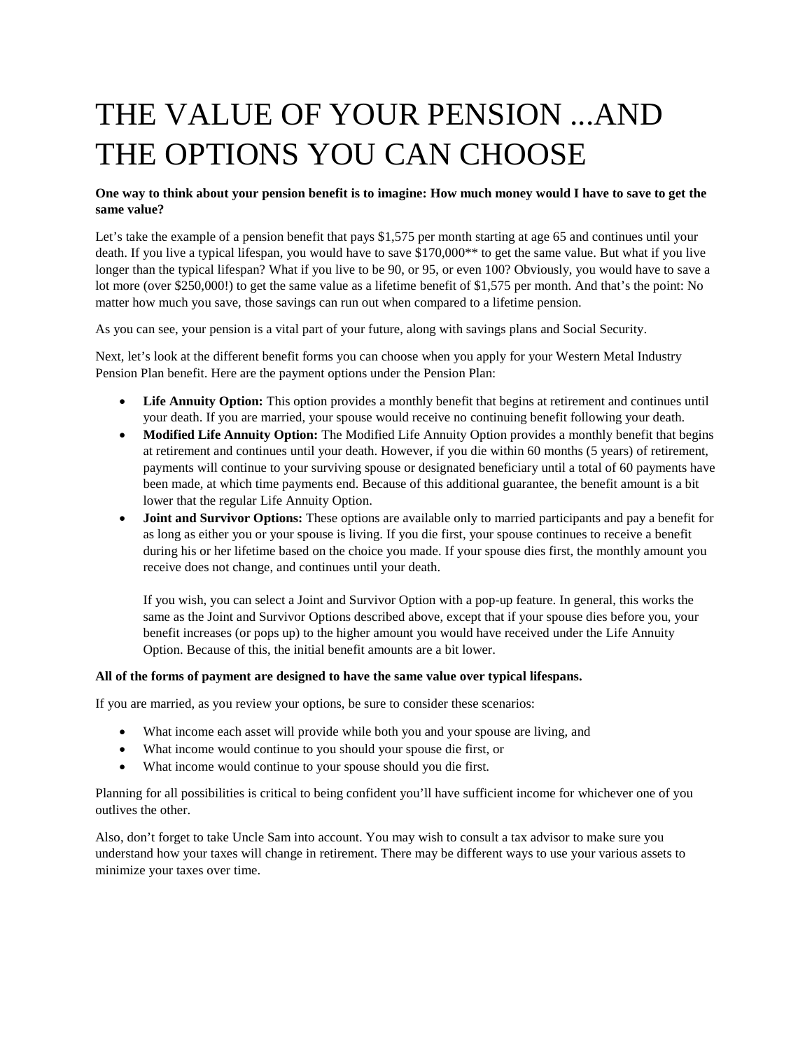# THE VALUE OF YOUR PENSION ...AND THE OPTIONS YOU CAN CHOOSE

**One way to think about your pension benefit is to imagine: How much money would I have to save to get the same value?**

Let's take the example of a pension benefit that pays $1,575 per month starting at age 65 and continues until your death. If you live a typical lifespan, you would have to save $170,000** to get the same value. But what if you live longer than the typical lifespan? What if you live to be 90, or 95, or even 100? Obviously, you would have to save a lot more (over $250,000!) to get the same value as a lifetime benefit of $1,575 per month. And that's the point: No matter how much you save, those savings can run out when compared to a lifetime pension.

As you can see, your pension is a vital part of your future, along with savings plans and Social Security.

Next, let's look at the different benefit forms you can choose when you apply for your Western Metal Industry Pension Plan benefit. Here are the payment options under the Pension Plan:

- **Life Annuity Option:** This option provides a monthly benefit that begins at retirement and continues until your death. If you are married, your spouse would receive no continuing benefit following your death.
- **Modified Life Annuity Option:** The Modified Life Annuity Option provides a monthly benefit that begins at retirement and continues until your death. However, if you die within 60 months (5 years) of retirement, payments will continue to your surviving spouse or designated beneficiary until a total of 60 payments have been made, at which time payments end. Because of this additional guarantee, the benefit amount is a bit lower that the regular Life Annuity Option.
- **Joint and Survivor Options:** These options are available only to married participants and pay a benefit for as long as either you or your spouse is living. If you die first, your spouse continues to receive a benefit during his or her lifetime based on the choice you made. If your spouse dies first, the monthly amount you receive does not change, and continues until your death.

  If you wish, you can select a Joint and Survivor Option with a pop-up feature. In general, this works the same as the Joint and Survivor Options described above, except that if your spouse dies before you, your benefit increases (or pops up) to the higher amount you would have received under the Life Annuity Option. Because of this, the initial benefit amounts are a bit lower.

**All of the forms of payment are designed to have the same value over typical lifespans.**

If you are married, as you review your options, be sure to consider these scenarios:

- What income each asset will provide while both you and your spouse are living, and
- What income would continue to you should your spouse die first, or
- What income would continue to your spouse should you die first.

Planning for all possibilities is critical to being confident you'll have sufficient income for whichever one of you outlives the other.

Also, don't forget to take Uncle Sam into account. You may wish to consult a tax advisor to make sure you understand how your taxes will change in retirement. There may be different ways to use your various assets to minimize your taxes over time.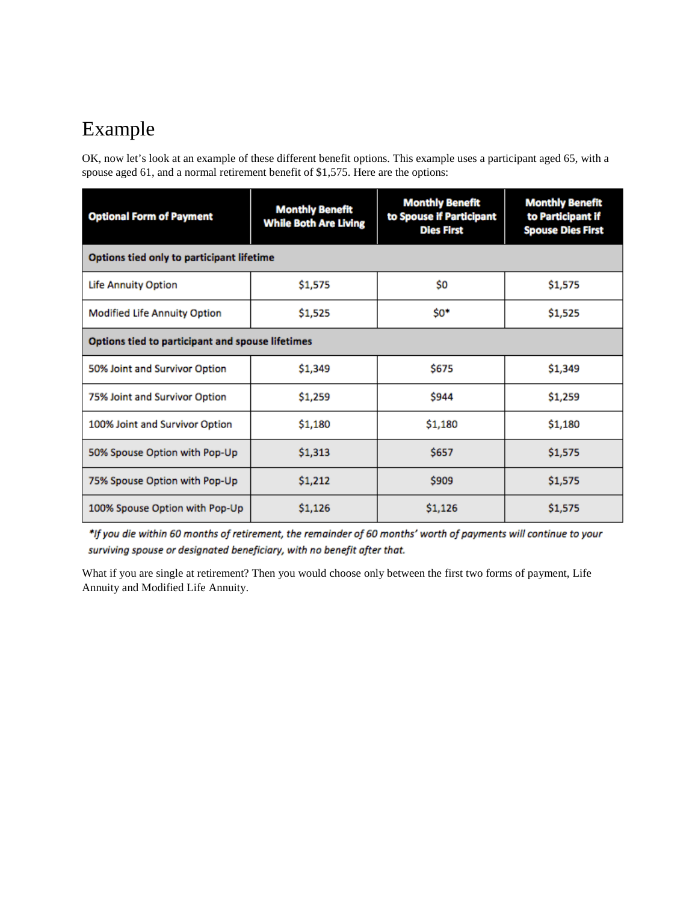# Example

OK, now let's look at an example of these different benefit options. This example uses a participant aged 65, with a spouse aged 61, and a normal retirement benefit of $1,575. Here are the options:

| Optional Form of Payment | Monthly Benefit While Both Are Living | Monthly Benefit to Spouse if Participant Dies First | Monthly Benefit to Participant if Spouse Dies First |
|---|---|---|---|
| **Options tied only to participant lifetime** | | | |
| Life Annuity Option | $1,575 | $0 | $1,575 |
| Modified Life Annuity Option | $1,525 | $0* | $1,525 |
| **Options tied to participant and spouse lifetimes** | | | |
| 50% Joint and Survivor Option | $1,349 | $675 | $1,349 |
| 75% Joint and Survivor Option | $1,259 | $944 | $1,259 |
| 100% Joint and Survivor Option | $1,180 | $1,180 | $1,180 |
| 50% Spouse Option with Pop-Up | $1,313 | $657 | $1,575 |
| 75% Spouse Option with Pop-Up | $1,212 | $909 | $1,575 |
| 100% Spouse Option with Pop-Up | $1,126 | $1,126 | $1,575 |

*\*If you die within 60 months of retirement, the remainder of 60 months' worth of payments will continue to your surviving spouse or designated beneficiary, with no benefit after that.*

What if you are single at retirement? Then you would choose only between the first two forms of payment, Life Annuity and Modified Life Annuity.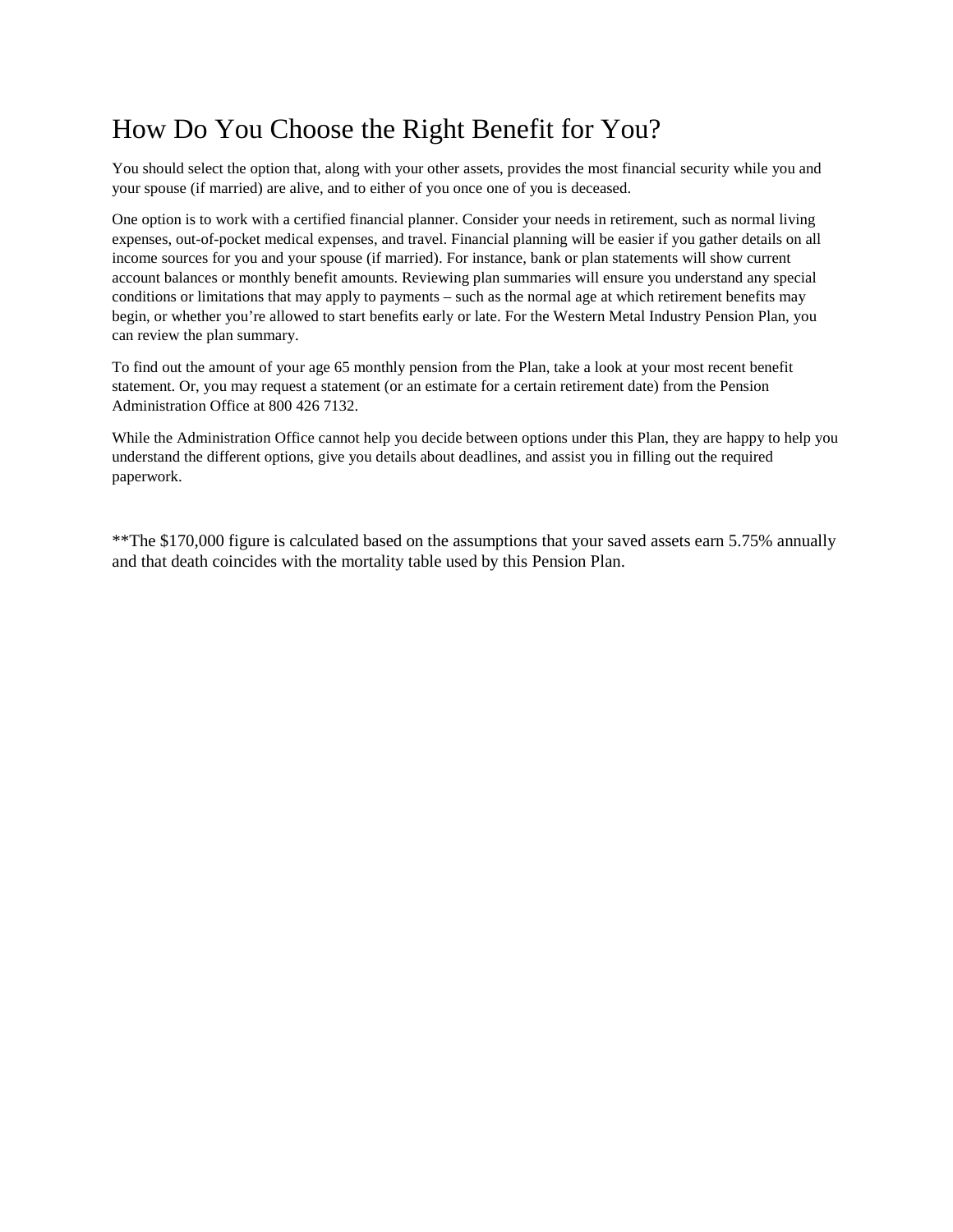# How Do You Choose the Right Benefit for You?

You should select the option that, along with your other assets, provides the most financial security while you and your spouse (if married) are alive, and to either of you once one of you is deceased.

One option is to work with a certified financial planner. Consider your needs in retirement, such as normal living expenses, out-of-pocket medical expenses, and travel. Financial planning will be easier if you gather details on all income sources for you and your spouse (if married). For instance, bank or plan statements will show current account balances or monthly benefit amounts. Reviewing plan summaries will ensure you understand any special conditions or limitations that may apply to payments – such as the normal age at which retirement benefits may begin, or whether you're allowed to start benefits early or late. For the Western Metal Industry Pension Plan, you can review the plan summary.

To find out the amount of your age 65 monthly pension from the Plan, take a look at your most recent benefit statement. Or, you may request a statement (or an estimate for a certain retirement date) from the Pension Administration Office at 800 426 7132.

While the Administration Office cannot help you decide between options under this Plan, they are happy to help you understand the different options, give you details about deadlines, and assist you in filling out the required paperwork.

**The $170,000 figure is calculated based on the assumptions that your saved assets earn 5.75% annually and that death coincides with the mortality table used by this Pension Plan.